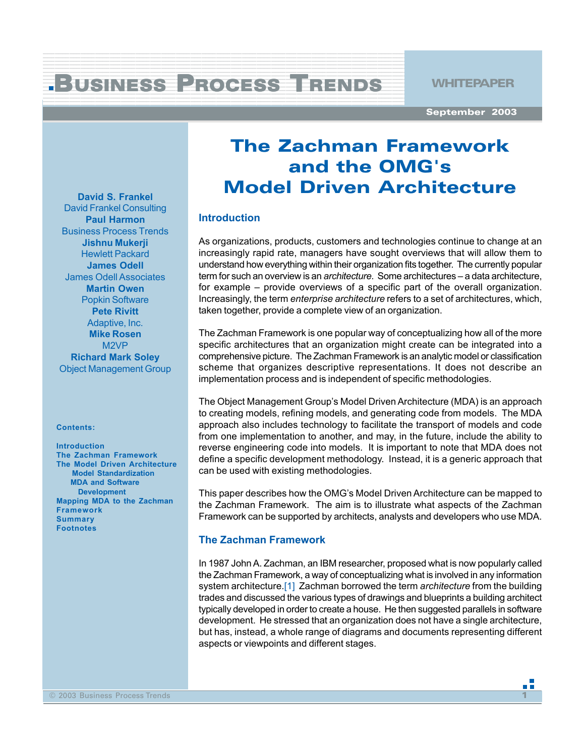**Business Process Trends** | **WHITEPAPER**

September 2003

# The Zachman Framework and the OMG's Model Driven Architecture

**David S. Frankel**
David Frankel Consulting
**Paul Harmon**
Business Process Trends
**Jishnu Mukerji**
Hewlett Packard
**James Odell**
James Odell Associates
**Martin Owen**
Popkin Software
**Pete Rivitt**
Adaptive, Inc.
**Mike Rosen**
M2VP
**Richard Mark Soley**
Object Management Group

**Contents:**

- Introduction
- The Zachman Framework
- The Model Driven Architecture
  - Model Standardization
  - MDA and Software Development
- Mapping MDA to the Zachman Framework
- Summary
- Footnotes

## Introduction

As organizations, products, customers and technologies continue to change at an increasingly rapid rate, managers have sought overviews that will allow them to understand how everything within their organization fits together. The currently popular term for such an overview is an *architecture*. Some architectures – a data architecture, for example – provide overviews of a specific part of the overall organization. Increasingly, the term *enterprise architecture* refers to a set of architectures, which, taken together, provide a complete view of an organization.

The Zachman Framework is one popular way of conceptualizing how all of the more specific architectures that an organization might create can be integrated into a comprehensive picture. The Zachman Framework is an analytic model or classification scheme that organizes descriptive representations. It does not describe an implementation process and is independent of specific methodologies.

The Object Management Group's Model Driven Architecture (MDA) is an approach to creating models, refining models, and generating code from models. The MDA approach also includes technology to facilitate the transport of models and code from one implementation to another, and may, in the future, include the ability to reverse engineering code into models. It is important to note that MDA does not define a specific development methodology. Instead, it is a generic approach that can be used with existing methodologies.

This paper describes how the OMG's Model Driven Architecture can be mapped to the Zachman Framework. The aim is to illustrate what aspects of the Zachman Framework can be supported by architects, analysts and developers who use MDA.

## The Zachman Framework

In 1987 John A. Zachman, an IBM researcher, proposed what is now popularly called the Zachman Framework, a way of conceptualizing what is involved in any information system architecture.[1] Zachman borrowed the term *architecture* from the building trades and discussed the various types of drawings and blueprints a building architect typically developed in order to create a house. He then suggested parallels in software development. He stressed that an organization does not have a single architecture, but has, instead, a whole range of diagrams and documents representing different aspects or viewpoints and different stages.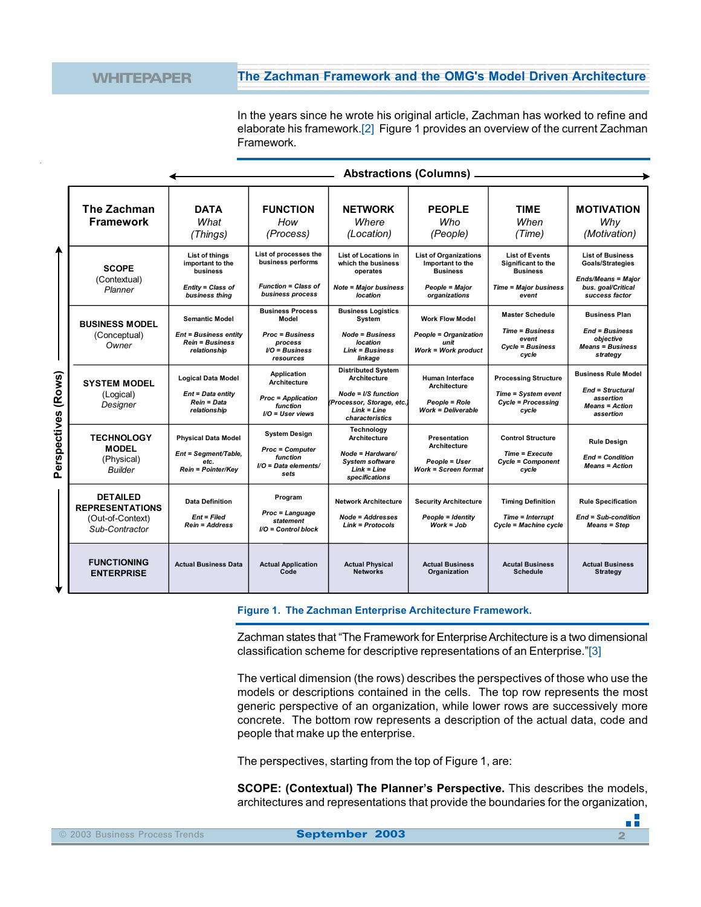In the years since he wrote his original article, Zachman has worked to refine and elaborate his framework.[2] Figure 1 provides an overview of the current Zachman Framework.

Abstractions (Columns)

Perspectives (Rows)

| The Zachman Framework | DATA *What* *(Things)* | FUNCTION *How* *(Process)* | NETWORK *Where* *(Location)* | PEOPLE *Who* *(People)* | TIME *When* *(Time)* | MOTIVATION *Why* *(Motivation)* |
|---|---|---|---|---|---|---|
| **SCOPE** (Contextual) *Planner* | List of things important to the business *Entity = Class of business thing* | List of processes the business performs *Function = Class of business process* | List of Locations in which the business operates *Note = Major business location* | List of Organizations Important to the Business *People = Major organizations* | List of Events Significant to the Business *Time = Major business event* | List of Business Goals/Strategies *Ends/Means = Major bus. goal/Critical success factor* |
| **BUSINESS MODEL** (Conceptual) *Owner* | Semantic Model *Ent = Business entity* *Rein = Business relationship* | Business Process Model *Proc = Business process* *I/O = Business resources* | Business Logistics System *Node = Business location* *Link = Business linkage* | Work Flow Model *People = Organization unit* *Work = Work product* | Master Schedule *Time = Business event* *Cycle = Business cycle* | Business Plan *End = Business objective* *Means = Business strategy* |
| **SYSTEM MODEL** (Logical) *Designer* | Logical Data Model *Ent = Data entity* *Rein = Data relationship* | Application Architecture *Proc = Application function* *I/O = User views* | Distributed System Architecture *Node = I/S function (Processor, Storage, etc.)* *Link = Line characteristics* | Human Interface Architecture *People = Role* *Work = Deliverable* | Processing Structure *Time = System event* *Cycle = Processing cycle* | Business Rule Model *End = Structural assertion* *Means = Action assertion* |
| **TECHNOLOGY MODEL** (Physical) *Builder* | Physical Data Model *Ent = Segment/Table, etc.* *Rein = Pointer/Key* | System Design *Proc = Computer function* *I/O = Data elements/ sets* | Technology Architecture *Node = Hardware/ System software* *Link = Line specifications* | Presentation Architecture *People = User* *Work = Screen format* | Control Structure *Time = Execute* *Cycle = Component cycle* | Rule Design *End = Condition* *Means = Action* |
| **DETAILED REPRESENTATIONS** (Out-of-Context) *Sub-Contractor* | Data Definition *Ent = Filed* *Rein = Address* | Program *Proc = Language statement* *I/O = Control block* | Network Architecture *Node = Addresses* *Link = Protocols* | Security Architecture *People = Identity* *Work = Job* | Timing Definition *Time = Interrupt* *Cycle = Machine cycle* | Rule Specification *End = Sub-condition* *Means = Step* |
| **FUNCTIONING ENTERPRISE** | Actual Business Data | Actual Application Code | Actual Physical Networks | Actual Business Organization | Acutal Business Schedule | Actual Business Strategy |

**Figure 1. The Zachman Enterprise Architecture Framework.**

Zachman states that "The Framework for Enterprise Architecture is a two dimensional classification scheme for descriptive representations of an Enterprise."[3]

The vertical dimension (the rows) describes the perspectives of those who use the models or descriptions contained in the cells. The top row represents the most generic perspective of an organization, while lower rows are successively more concrete. The bottom row represents a description of the actual data, code and people that make up the enterprise.

The perspectives, starting from the top of Figure 1, are:

**SCOPE: (Contextual) The Planner's Perspective.** This describes the models, architectures and representations that provide the boundaries for the organization,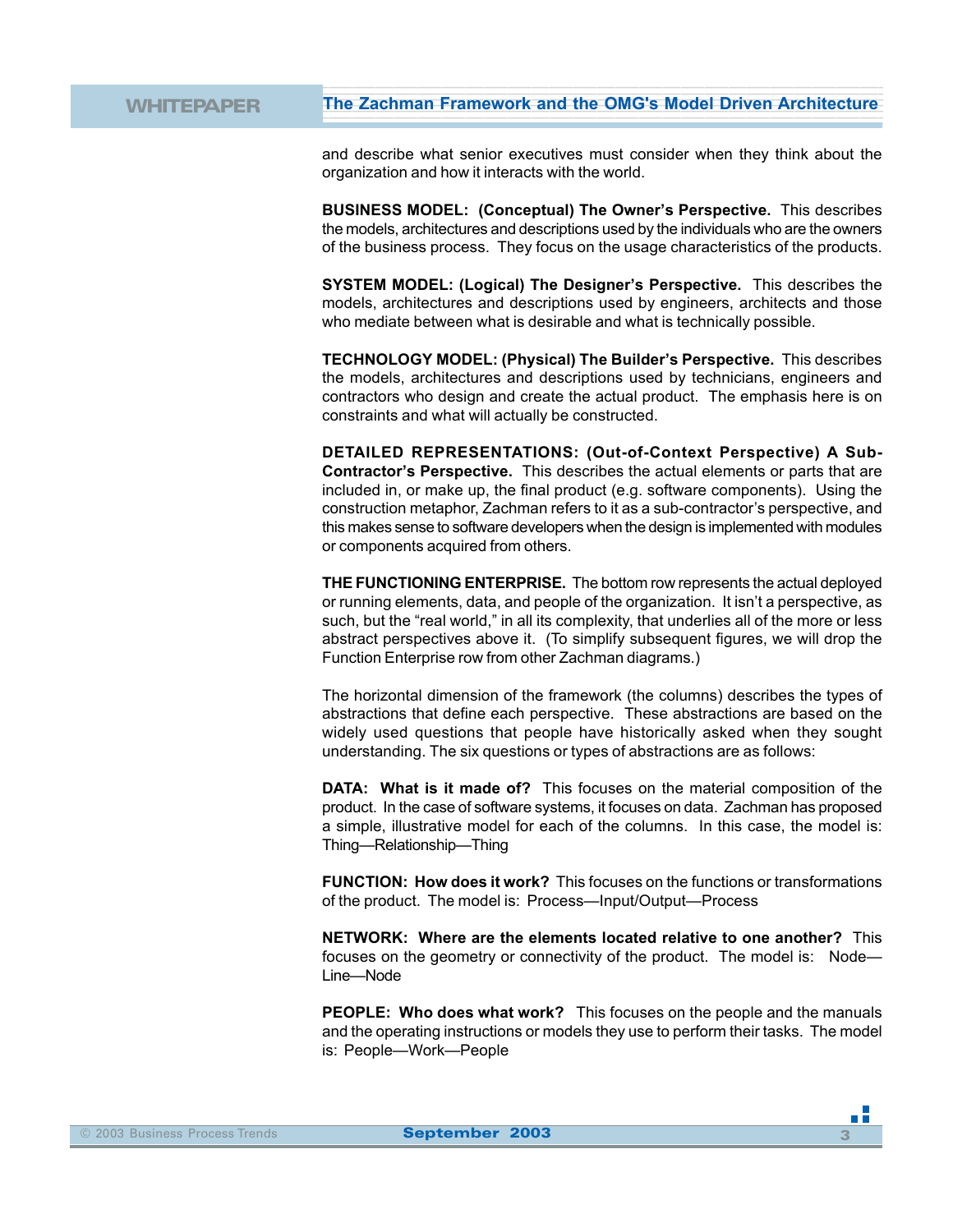and describe what senior executives must consider when they think about the organization and how it interacts with the world.

**BUSINESS MODEL: (Conceptual) The Owner's Perspective.** This describes the models, architectures and descriptions used by the individuals who are the owners of the business process. They focus on the usage characteristics of the products.

**SYSTEM MODEL: (Logical) The Designer's Perspective.** This describes the models, architectures and descriptions used by engineers, architects and those who mediate between what is desirable and what is technically possible.

**TECHNOLOGY MODEL: (Physical) The Builder's Perspective.** This describes the models, architectures and descriptions used by technicians, engineers and contractors who design and create the actual product. The emphasis here is on constraints and what will actually be constructed.

**DETAILED REPRESENTATIONS: (Out-of-Context Perspective) A Sub-Contractor's Perspective.** This describes the actual elements or parts that are included in, or make up, the final product (e.g. software components). Using the construction metaphor, Zachman refers to it as a sub-contractor's perspective, and this makes sense to software developers when the design is implemented with modules or components acquired from others.

**THE FUNCTIONING ENTERPRISE.** The bottom row represents the actual deployed or running elements, data, and people of the organization. It isn't a perspective, as such, but the "real world," in all its complexity, that underlies all of the more or less abstract perspectives above it. (To simplify subsequent figures, we will drop the Function Enterprise row from other Zachman diagrams.)

The horizontal dimension of the framework (the columns) describes the types of abstractions that define each perspective. These abstractions are based on the widely used questions that people have historically asked when they sought understanding. The six questions or types of abstractions are as follows:

**DATA: What is it made of?** This focuses on the material composition of the product. In the case of software systems, it focuses on data. Zachman has proposed a simple, illustrative model for each of the columns. In this case, the model is: Thing—Relationship—Thing

**FUNCTION: How does it work?** This focuses on the functions or transformations of the product. The model is: Process—Input/Output—Process

**NETWORK: Where are the elements located relative to one another?** This focuses on the geometry or connectivity of the product. The model is: Node—Line—Node

**PEOPLE: Who does what work?** This focuses on the people and the manuals and the operating instructions or models they use to perform their tasks. The model is: People—Work—People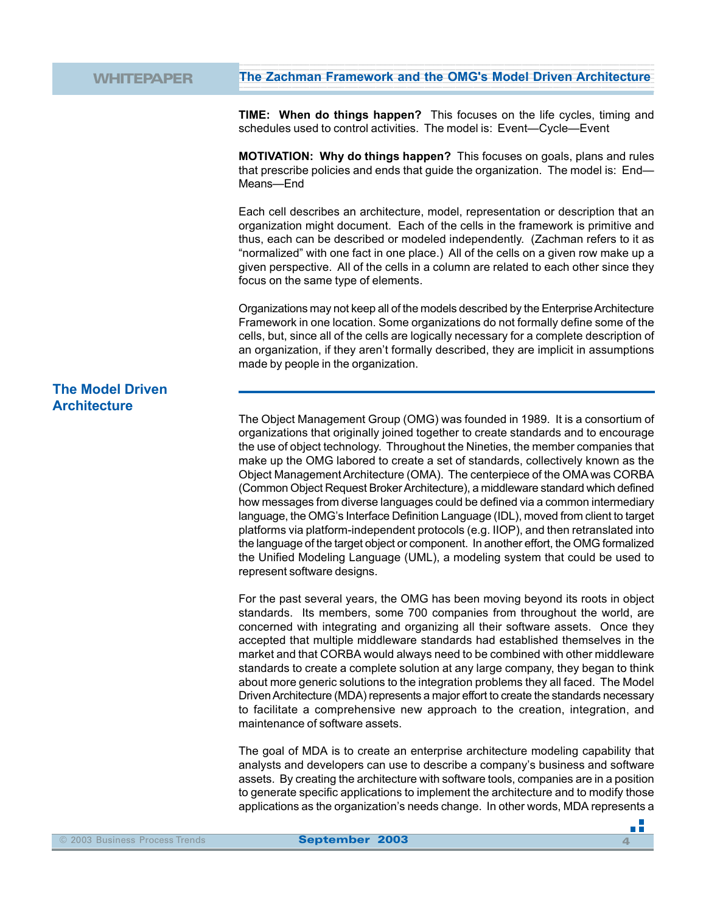**TIME: When do things happen?** This focuses on the life cycles, timing and schedules used to control activities. The model is: Event—Cycle—Event

**MOTIVATION: Why do things happen?** This focuses on goals, plans and rules that prescribe policies and ends that guide the organization. The model is: End—Means—End

Each cell describes an architecture, model, representation or description that an organization might document. Each of the cells in the framework is primitive and thus, each can be described or modeled independently. (Zachman refers to it as "normalized" with one fact in one place.) All of the cells on a given row make up a given perspective. All of the cells in a column are related to each other since they focus on the same type of elements.

Organizations may not keep all of the models described by the Enterprise Architecture Framework in one location. Some organizations do not formally define some of the cells, but, since all of the cells are logically necessary for a complete description of an organization, if they aren't formally described, they are implicit in assumptions made by people in the organization.

## The Model Driven Architecture

The Object Management Group (OMG) was founded in 1989. It is a consortium of organizations that originally joined together to create standards and to encourage the use of object technology. Throughout the Nineties, the member companies that make up the OMG labored to create a set of standards, collectively known as the Object Management Architecture (OMA). The centerpiece of the OMA was CORBA (Common Object Request Broker Architecture), a middleware standard which defined how messages from diverse languages could be defined via a common intermediary language, the OMG's Interface Definition Language (IDL), moved from client to target platforms via platform-independent protocols (e.g. IIOP), and then retranslated into the language of the target object or component. In another effort, the OMG formalized the Unified Modeling Language (UML), a modeling system that could be used to represent software designs.

For the past several years, the OMG has been moving beyond its roots in object standards. Its members, some 700 companies from throughout the world, are concerned with integrating and organizing all their software assets. Once they accepted that multiple middleware standards had established themselves in the market and that CORBA would always need to be combined with other middleware standards to create a complete solution at any large company, they began to think about more generic solutions to the integration problems they all faced. The Model Driven Architecture (MDA) represents a major effort to create the standards necessary to facilitate a comprehensive new approach to the creation, integration, and maintenance of software assets.

The goal of MDA is to create an enterprise architecture modeling capability that analysts and developers can use to describe a company's business and software assets. By creating the architecture with software tools, companies are in a position to generate specific applications to implement the architecture and to modify those applications as the organization's needs change. In other words, MDA represents a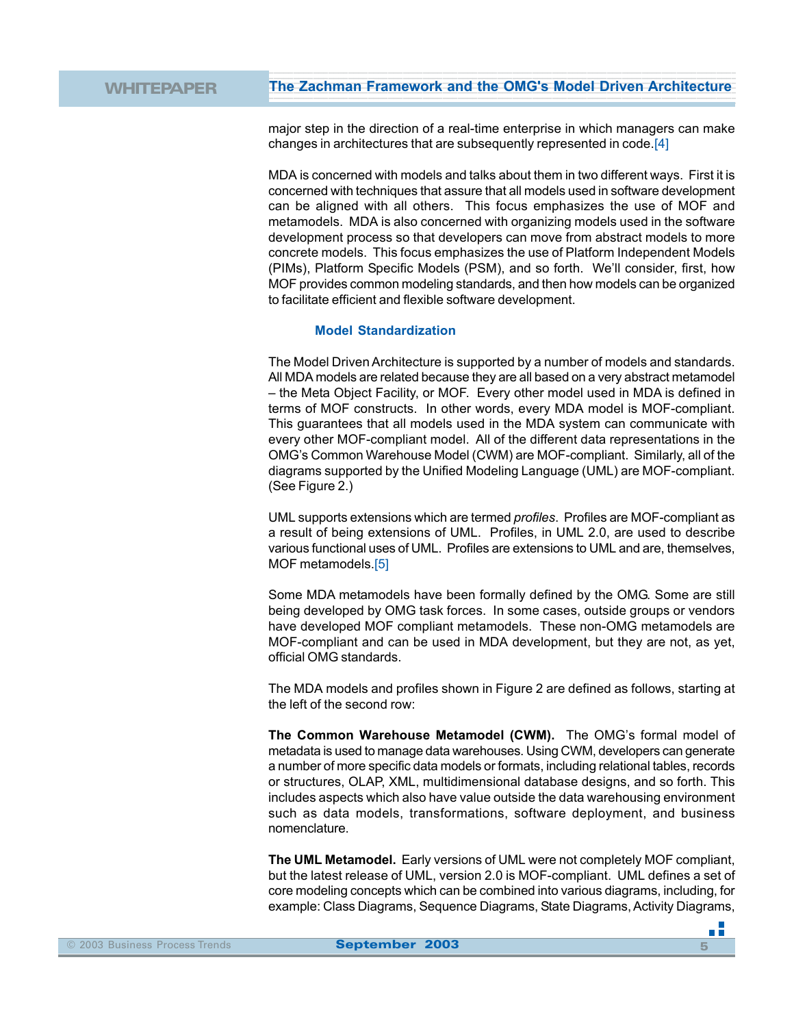major step in the direction of a real-time enterprise in which managers can make changes in architectures that are subsequently represented in code.[4]

MDA is concerned with models and talks about them in two different ways. First it is concerned with techniques that assure that all models used in software development can be aligned with all others. This focus emphasizes the use of MOF and metamodels. MDA is also concerned with organizing models used in the software development process so that developers can move from abstract models to more concrete models. This focus emphasizes the use of Platform Independent Models (PIMs), Platform Specific Models (PSM), and so forth. We'll consider, first, how MOF provides common modeling standards, and then how models can be organized to facilitate efficient and flexible software development.

### Model Standardization

The Model Driven Architecture is supported by a number of models and standards. All MDA models are related because they are all based on a very abstract metamodel – the Meta Object Facility, or MOF. Every other model used in MDA is defined in terms of MOF constructs. In other words, every MDA model is MOF-compliant. This guarantees that all models used in the MDA system can communicate with every other MOF-compliant model. All of the different data representations in the OMG's Common Warehouse Model (CWM) are MOF-compliant. Similarly, all of the diagrams supported by the Unified Modeling Language (UML) are MOF-compliant. (See Figure 2.)

UML supports extensions which are termed *profiles*. Profiles are MOF-compliant as a result of being extensions of UML. Profiles, in UML 2.0, are used to describe various functional uses of UML. Profiles are extensions to UML and are, themselves, MOF metamodels.[5]

Some MDA metamodels have been formally defined by the OMG. Some are still being developed by OMG task forces. In some cases, outside groups or vendors have developed MOF compliant metamodels. These non-OMG metamodels are MOF-compliant and can be used in MDA development, but they are not, as yet, official OMG standards.

The MDA models and profiles shown in Figure 2 are defined as follows, starting at the left of the second row:

**The Common Warehouse Metamodel (CWM).** The OMG's formal model of metadata is used to manage data warehouses. Using CWM, developers can generate a number of more specific data models or formats, including relational tables, records or structures, OLAP, XML, multidimensional database designs, and so forth. This includes aspects which also have value outside the data warehousing environment such as data models, transformations, software deployment, and business nomenclature.

**The UML Metamodel.** Early versions of UML were not completely MOF compliant, but the latest release of UML, version 2.0 is MOF-compliant. UML defines a set of core modeling concepts which can be combined into various diagrams, including, for example: Class Diagrams, Sequence Diagrams, State Diagrams, Activity Diagrams,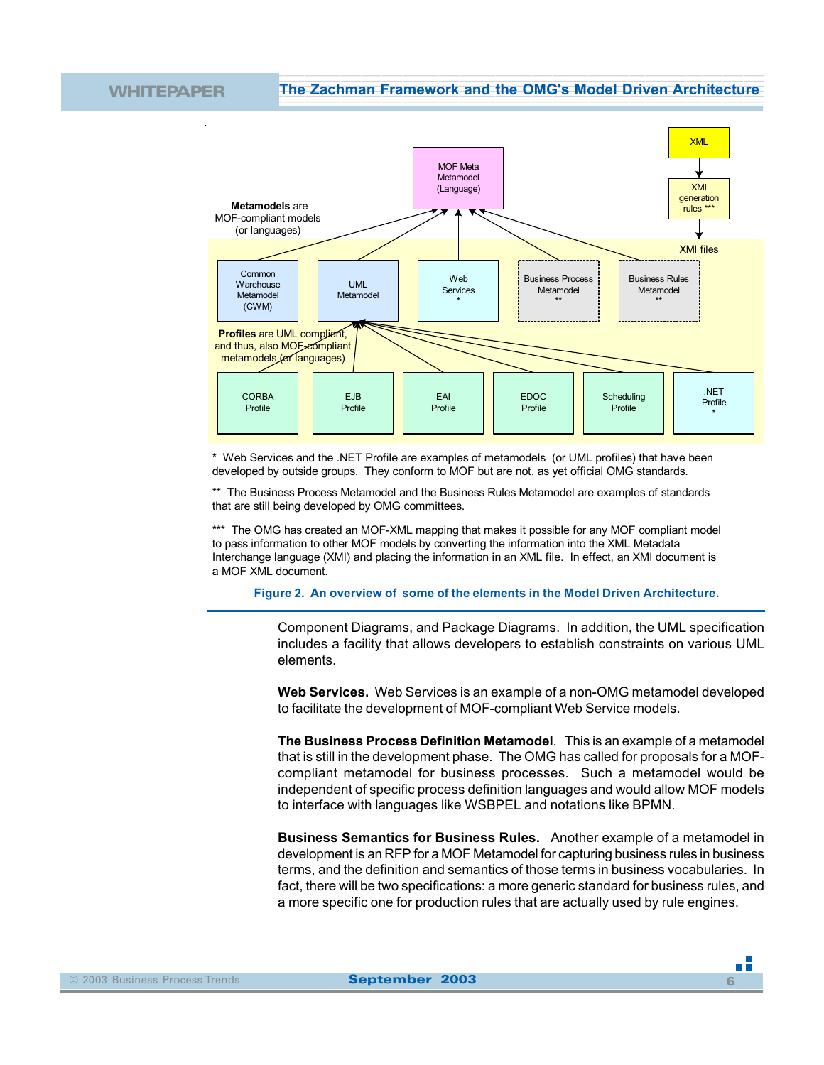Metamodels are MOF-compliant models (or languages)

MOF Meta Metamodel (Language)

XML

XMI generation rules ***

XMI files

Common Warehouse Metamodel (CWM)

UML Metamodel

Web Services *

Business Process Metamodel **

Business Rules Metamodel **

**Profiles** are UML compliant, and thus, also MOF-compliant metamodels (or languages)

CORBA Profile

EJB Profile

EAI Profile

EDOC Profile

Scheduling Profile

.NET Profile *

\* Web Services and the .NET Profile are examples of metamodels (or UML profiles) that have been developed by outside groups. They conform to MOF but are not, as yet official OMG standards.

\*\* The Business Process Metamodel and the Business Rules Metamodel are examples of standards that are still being developed by OMG committees.

\*\*\* The OMG has created an MOF-XML mapping that makes it possible for any MOF compliant model to pass information to other MOF models by converting the information into the XML Metadata Interchange language (XMI) and placing the information in an XML file. In effect, an XMI document is a MOF XML document.

**Figure 2. An overview of some of the elements in the Model Driven Architecture.**

Component Diagrams, and Package Diagrams. In addition, the UML specification includes a facility that allows developers to establish constraints on various UML elements.

**Web Services.** Web Services is an example of a non-OMG metamodel developed to facilitate the development of MOF-compliant Web Service models.

**The Business Process Definition Metamodel**. This is an example of a metamodel that is still in the development phase. The OMG has called for proposals for a MOF-compliant metamodel for business processes. Such a metamodel would be independent of specific process definition languages and would allow MOF models to interface with languages like WSBPEL and notations like BPMN.

**Business Semantics for Business Rules.** Another example of a metamodel in development is an RFP for a MOF Metamodel for capturing business rules in business terms, and the definition and semantics of those terms in business vocabularies. In fact, there will be two specifications: a more generic standard for business rules, and a more specific one for production rules that are actually used by rule engines.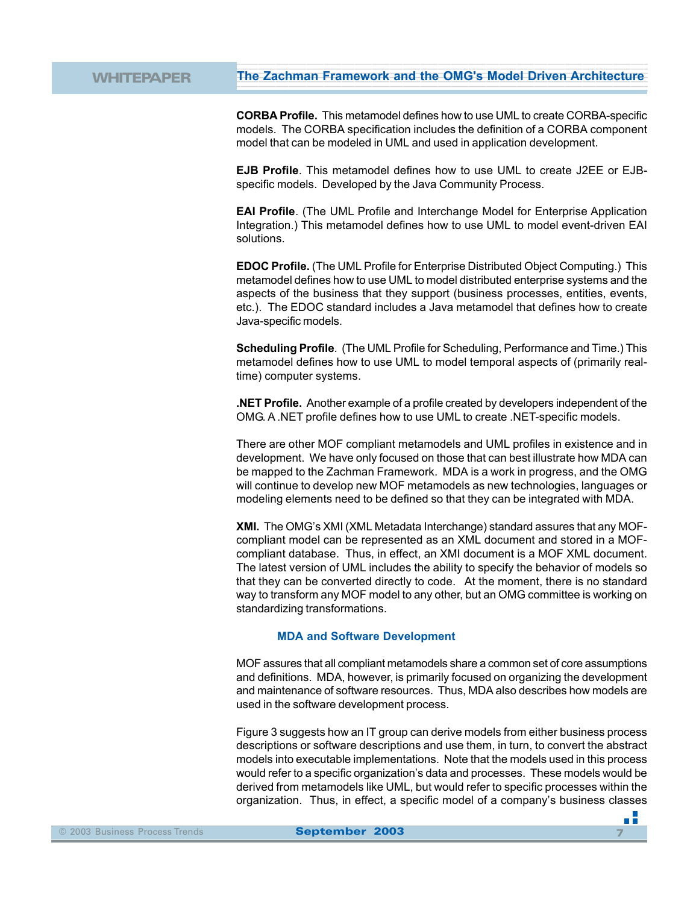**CORBA Profile.** This metamodel defines how to use UML to create CORBA-specific models. The CORBA specification includes the definition of a CORBA component model that can be modeled in UML and used in application development.

**EJB Profile**. This metamodel defines how to use UML to create J2EE or EJB-specific models. Developed by the Java Community Process.

**EAI Profile**. (The UML Profile and Interchange Model for Enterprise Application Integration.) This metamodel defines how to use UML to model event-driven EAI solutions.

**EDOC Profile.** (The UML Profile for Enterprise Distributed Object Computing.) This metamodel defines how to use UML to model distributed enterprise systems and the aspects of the business that they support (business processes, entities, events, etc.). The EDOC standard includes a Java metamodel that defines how to create Java-specific models.

**Scheduling Profile**. (The UML Profile for Scheduling, Performance and Time.) This metamodel defines how to use UML to model temporal aspects of (primarily real-time) computer systems.

**.NET Profile.** Another example of a profile created by developers independent of the OMG. A .NET profile defines how to use UML to create .NET-specific models.

There are other MOF compliant metamodels and UML profiles in existence and in development. We have only focused on those that can best illustrate how MDA can be mapped to the Zachman Framework. MDA is a work in progress, and the OMG will continue to develop new MOF metamodels as new technologies, languages or modeling elements need to be defined so that they can be integrated with MDA.

**XMI.** The OMG's XMI (XML Metadata Interchange) standard assures that any MOF-compliant model can be represented as an XML document and stored in a MOF-compliant database. Thus, in effect, an XMI document is a MOF XML document. The latest version of UML includes the ability to specify the behavior of models so that they can be converted directly to code. At the moment, there is no standard way to transform any MOF model to any other, but an OMG committee is working on standardizing transformations.

## MDA and Software Development

MOF assures that all compliant metamodels share a common set of core assumptions and definitions. MDA, however, is primarily focused on organizing the development and maintenance of software resources. Thus, MDA also describes how models are used in the software development process.

Figure 3 suggests how an IT group can derive models from either business process descriptions or software descriptions and use them, in turn, to convert the abstract models into executable implementations. Note that the models used in this process would refer to a specific organization's data and processes. These models would be derived from metamodels like UML, but would refer to specific processes within the organization. Thus, in effect, a specific model of a company's business classes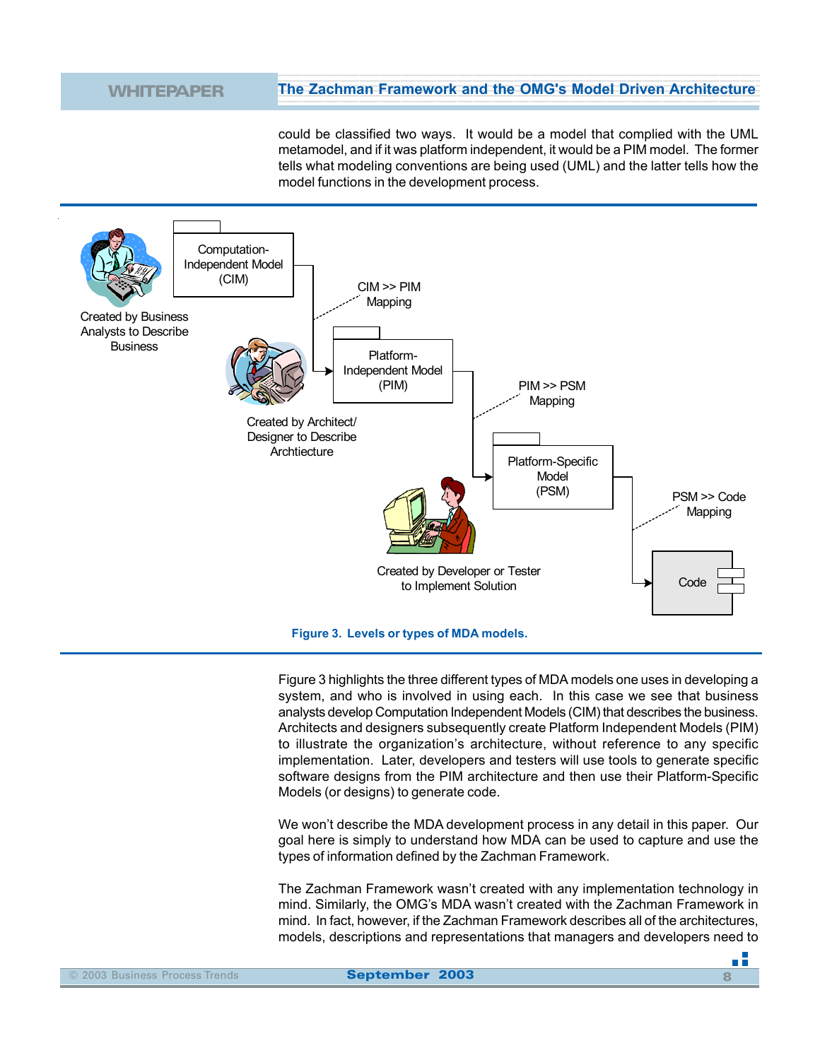could be classified two ways. It would be a model that complied with the UML metamodel, and if it was platform independent, it would be a PIM model. The former tells what modeling conventions are being used (UML) and the latter tells how the model functions in the development process.

Computation-Independent Model (CIM)

Created by Business Analysts to Describe Business

CIM >> PIM Mapping

Platform-Independent Model (PIM)

Created by Architect/ Designer to Describe Archtiecture

PIM >> PSM Mapping

Platform-Specific Model (PSM)

Created by Developer or Tester to Implement Solution

PSM >> Code Mapping

Code

**Figure 3. Levels or types of MDA models.**

Figure 3 highlights the three different types of MDA models one uses in developing a system, and who is involved in using each. In this case we see that business analysts develop Computation Independent Models (CIM) that describes the business. Architects and designers subsequently create Platform Independent Models (PIM) to illustrate the organization's architecture, without reference to any specific implementation. Later, developers and testers will use tools to generate specific software designs from the PIM architecture and then use their Platform-Specific Models (or designs) to generate code.

We won't describe the MDA development process in any detail in this paper. Our goal here is simply to understand how MDA can be used to capture and use the types of information defined by the Zachman Framework.

The Zachman Framework wasn't created with any implementation technology in mind. Similarly, the OMG's MDA wasn't created with the Zachman Framework in mind. In fact, however, if the Zachman Framework describes all of the architectures, models, descriptions and representations that managers and developers need to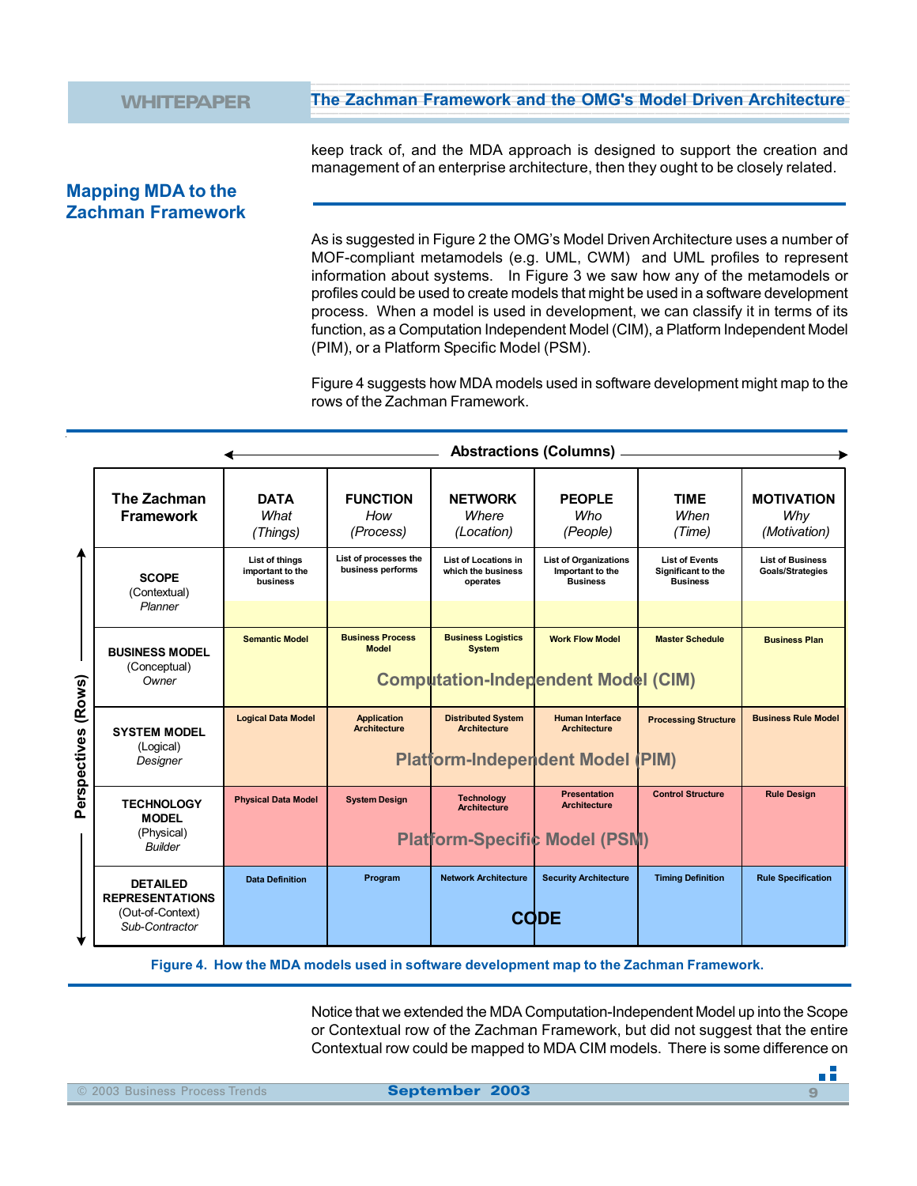keep track of, and the MDA approach is designed to support the creation and management of an enterprise architecture, then they ought to be closely related.

## Mapping MDA to the Zachman Framework

As is suggested in Figure 2 the OMG's Model Driven Architecture uses a number of MOF-compliant metamodels (e.g. UML, CWM) and UML profiles to represent information about systems. In Figure 3 we saw how any of the metamodels or profiles could be used to create models that might be used in a software development process. When a model is used in development, we can classify it in terms of its function, as a Computation Independent Model (CIM), a Platform Independent Model (PIM), or a Platform Specific Model (PSM).

Figure 4 suggests how MDA models used in software development might map to the rows of the Zachman Framework.

Abstractions (Columns)

| The Zachman Framework | DATA *What* *(Things)* | FUNCTION *How* *(Process)* | NETWORK *Where* *(Location)* | PEOPLE *Who* *(People)* | TIME *When* *(Time)* | MOTIVATION *Why* *(Motivation)* |
|---|---|---|---|---|---|---|
| **SCOPE** (Contextual) *Planner* | List of things important to the business | List of processes the business performs | List of Locations in which the business operates | List of Organizations Important to the Business | List of Events Significant to the Business | List of Business Goals/Strategies |
| **BUSINESS MODEL** (Conceptual) *Owner* | Semantic Model | Business Process Model | Business Logistics System | Work Flow Model | Master Schedule | Business Plan |
| **SYSTEM MODEL** (Logical) *Designer* | Logical Data Model | Application Architecture | Distributed System Architecture | Human Interface Architecture | Processing Structure | Business Rule Model |
| **TECHNOLOGY MODEL** (Physical) *Builder* | Physical Data Model | System Design | Technology Architecture | Presentation Architecture | Control Structure | Rule Design |
| **DETAILED REPRESENTATIONS** (Out-of-Context) *Sub-Contractor* | Data Definition | Program | Network Architecture | Security Architecture | Timing Definition | Rule Specification |

Perspectives (Rows)

Computation-Independent Model (CIM) — Platform-Independent Model (PIM) — Platform-Specific Model (PSM) — CODE

**Figure 4. How the MDA models used in software development map to the Zachman Framework.**

Notice that we extended the MDA Computation-Independent Model up into the Scope or Contextual row of the Zachman Framework, but did not suggest that the entire Contextual row could be mapped to MDA CIM models. There is some difference on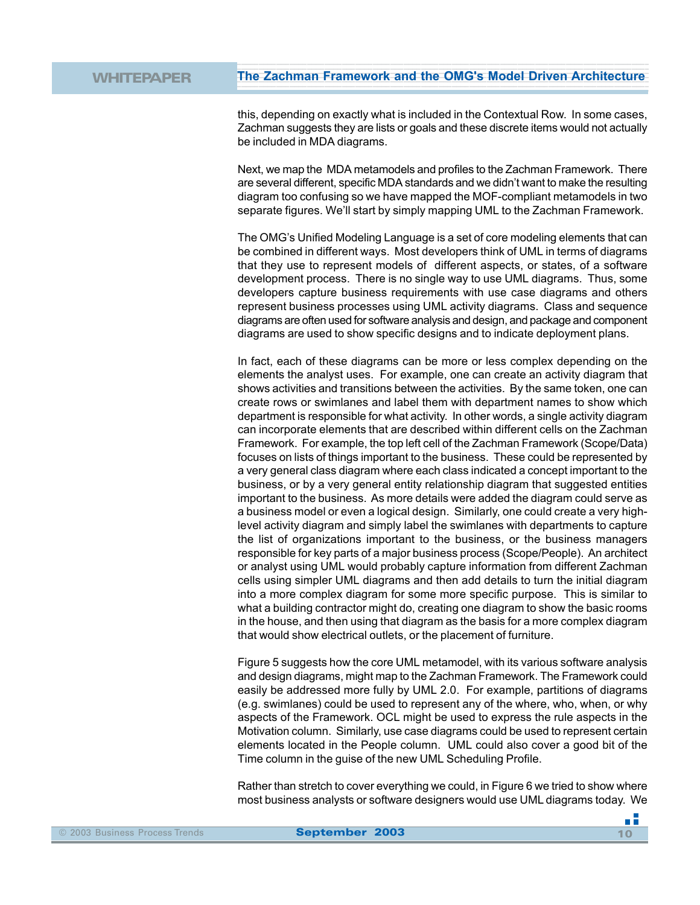this, depending on exactly what is included in the Contextual Row. In some cases, Zachman suggests they are lists or goals and these discrete items would not actually be included in MDA diagrams.

Next, we map the MDA metamodels and profiles to the Zachman Framework. There are several different, specific MDA standards and we didn't want to make the resulting diagram too confusing so we have mapped the MOF-compliant metamodels in two separate figures. We'll start by simply mapping UML to the Zachman Framework.

The OMG's Unified Modeling Language is a set of core modeling elements that can be combined in different ways. Most developers think of UML in terms of diagrams that they use to represent models of different aspects, or states, of a software development process. There is no single way to use UML diagrams. Thus, some developers capture business requirements with use case diagrams and others represent business processes using UML activity diagrams. Class and sequence diagrams are often used for software analysis and design, and package and component diagrams are used to show specific designs and to indicate deployment plans.

In fact, each of these diagrams can be more or less complex depending on the elements the analyst uses. For example, one can create an activity diagram that shows activities and transitions between the activities. By the same token, one can create rows or swimlanes and label them with department names to show which department is responsible for what activity. In other words, a single activity diagram can incorporate elements that are described within different cells on the Zachman Framework. For example, the top left cell of the Zachman Framework (Scope/Data) focuses on lists of things important to the business. These could be represented by a very general class diagram where each class indicated a concept important to the business, or by a very general entity relationship diagram that suggested entities important to the business. As more details were added the diagram could serve as a business model or even a logical design. Similarly, one could create a very high-level activity diagram and simply label the swimlanes with departments to capture the list of organizations important to the business, or the business managers responsible for key parts of a major business process (Scope/People). An architect or analyst using UML would probably capture information from different Zachman cells using simpler UML diagrams and then add details to turn the initial diagram into a more complex diagram for some more specific purpose. This is similar to what a building contractor might do, creating one diagram to show the basic rooms in the house, and then using that diagram as the basis for a more complex diagram that would show electrical outlets, or the placement of furniture.

Figure 5 suggests how the core UML metamodel, with its various software analysis and design diagrams, might map to the Zachman Framework. The Framework could easily be addressed more fully by UML 2.0. For example, partitions of diagrams (e.g. swimlanes) could be used to represent any of the where, who, when, or why aspects of the Framework. OCL might be used to express the rule aspects in the Motivation column. Similarly, use case diagrams could be used to represent certain elements located in the People column. UML could also cover a good bit of the Time column in the guise of the new UML Scheduling Profile.

Rather than stretch to cover everything we could, in Figure 6 we tried to show where most business analysts or software designers would use UML diagrams today. We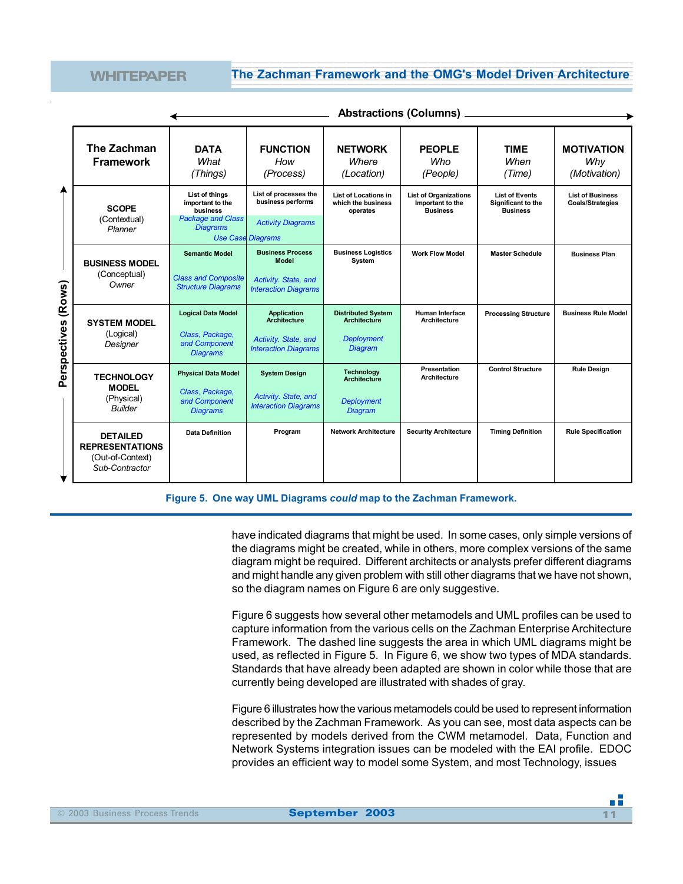Abstractions (Columns) →

Perspectives (Rows)

| The Zachman Framework | DATA *What (Things)* | FUNCTION *How (Process)* | NETWORK *Where (Location)* | PEOPLE *Who (People)* | TIME *When (Time)* | MOTIVATION *Why (Motivation)* |
|---|---|---|---|---|---|---|
| **SCOPE** (Contextual) *Planner* | List of things important to the business *Package and Class Diagrams* *Use Case Diagrams* | List of processes the business performs *Activity Diagrams* | List of Locations in which the business operates | List of Organizations Important to the Business | List of Events Significant to the Business | List of Business Goals/Strategies |
| **BUSINESS MODEL** (Conceptual) *Owner* | Semantic Model *Class and Composite Structure Diagrams* | Business Process Model *Activity, State, and Interaction Diagrams* | Business Logistics System | Work Flow Model | Master Schedule | Business Plan |
| **SYSTEM MODEL** (Logical) *Designer* | Logical Data Model *Class, Package, and Component Diagrams* | Application Architecture *Activity, State, and Interaction Diagrams* | Distributed System Architecture *Deployment Diagram* | Human Interface Architecture | Processing Structure | Business Rule Model |
| **TECHNOLOGY MODEL** (Physical) *Builder* | Physical Data Model *Class, Package, and Component Diagrams* | System Design *Activity, State, and Interaction Diagrams* | Technology Architecture *Deployment Diagram* | Presentation Architecture | Control Structure | Rule Design |
| **DETAILED REPRESENTATIONS** (Out-of-Context) *Sub-Contractor* | Data Definition | Program | Network Architecture | Security Architecture | Timing Definition | Rule Specification |

**Figure 5. One way UML Diagrams *could* map to the Zachman Framework.**

have indicated diagrams that might be used. In some cases, only simple versions of the diagrams might be created, while in others, more complex versions of the same diagram might be required. Different architects or analysts prefer different diagrams and might handle any given problem with still other diagrams that we have not shown, so the diagram names on Figure 6 are only suggestive.

Figure 6 suggests how several other metamodels and UML profiles can be used to capture information from the various cells on the Zachman Enterprise Architecture Framework. The dashed line suggests the area in which UML diagrams might be used, as reflected in Figure 5. In Figure 6, we show two types of MDA standards. Standards that have already been adapted are shown in color while those that are currently being developed are illustrated with shades of gray.

Figure 6 illustrates how the various metamodels could be used to represent information described by the Zachman Framework. As you can see, most data aspects can be represented by models derived from the CWM metamodel. Data, Function and Network Systems integration issues can be modeled with the EAI profile. EDOC provides an efficient way to model some System, and most Technology, issues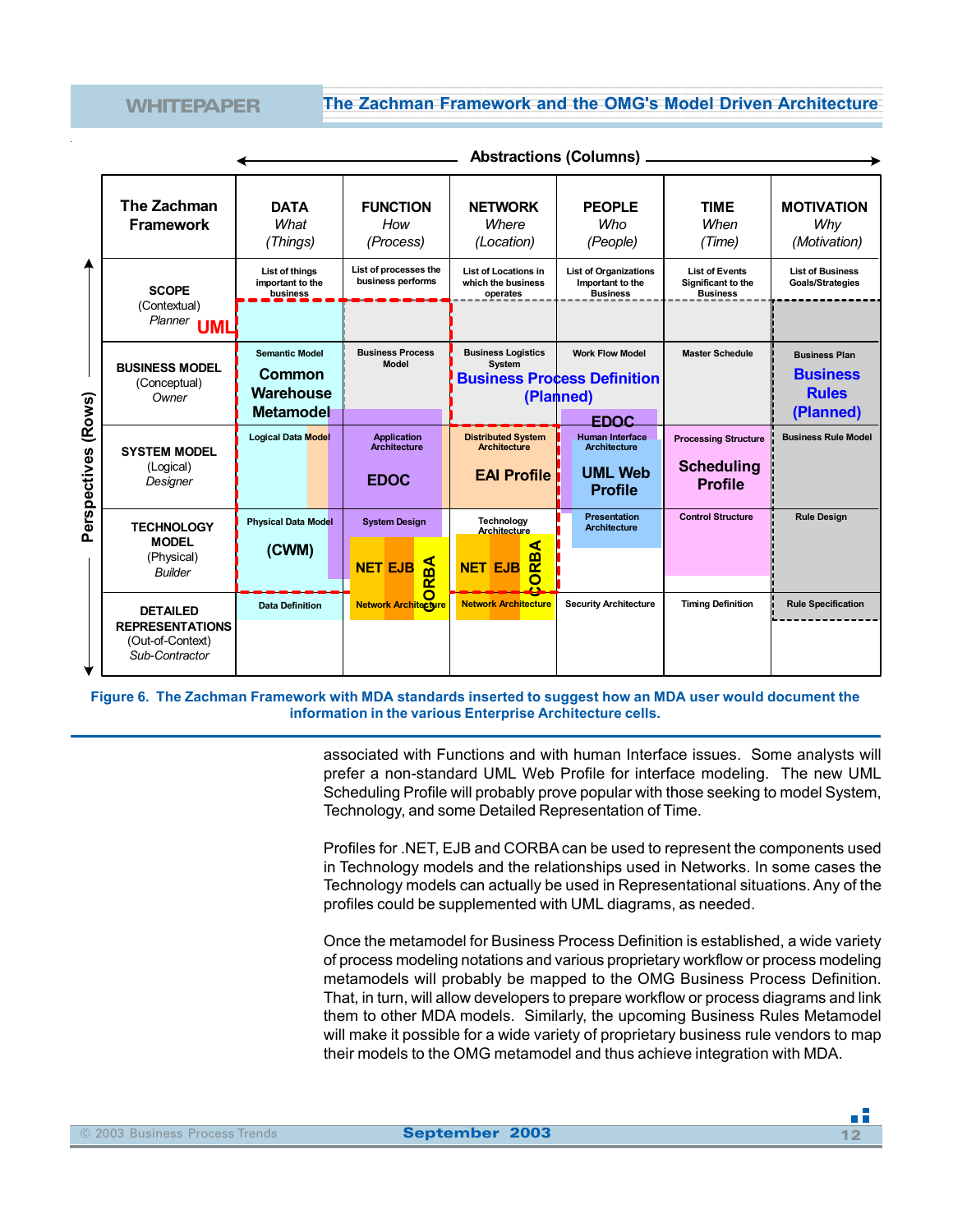| The Zachman Framework | DATA *What* (Things) | FUNCTION *How* (Process) | NETWORK *Where* (Location) | PEOPLE *Who* (People) | TIME *When* (Time) | MOTIVATION *Why* (Motivation) |
|---|---|---|---|---|---|---|
| SCOPE (Contextual) *Planner* UML | List of things important to the business | List of processes the business performs | List of Locations in which the business operates | List of Organizations Important to the Business | List of Events Significant to the Business | List of Business Goals/Strategies |
| BUSINESS MODEL (Conceptual) *Owner* | Semantic Model — Common Warehouse Metamodel | Business Process Model | Business Logistics System — Business Process Definition (Planned) | Work Flow Model — EDOC | Master Schedule | Business Plan — Business Rules (Planned) |
| SYSTEM MODEL (Logical) *Designer* | Logical Data Model | Application Architecture — EDOC | Distributed System Architecture — EAI Profile | Human Interface Architecture — UML Web Profile | Processing Structure — Scheduling Profile | Business Rule Model |
| TECHNOLOGY MODEL (Physical) *Builder* | Physical Data Model (CWM) | System Design — NET EJB CORBA | Technology Architecture — NET EJB CORBA | Presentation Architecture | Control Structure | Rule Design |
| DETAILED REPRESENTATIONS (Out-of-Context) *Sub-Contractor* | Data Definition | Network Architecture | Network Architecture | Security Architecture | Timing Definition | Rule Specification |

Abstractions (Columns) / Perspectives (Rows)

**Figure 6. The Zachman Framework with MDA standards inserted to suggest how an MDA user would document the information in the various Enterprise Architecture cells.**

associated with Functions and with human Interface issues. Some analysts will prefer a non-standard UML Web Profile for interface modeling. The new UML Scheduling Profile will probably prove popular with those seeking to model System, Technology, and some Detailed Representation of Time.

Profiles for .NET, EJB and CORBA can be used to represent the components used in Technology models and the relationships used in Networks. In some cases the Technology models can actually be used in Representational situations. Any of the profiles could be supplemented with UML diagrams, as needed.

Once the metamodel for Business Process Definition is established, a wide variety of process modeling notations and various proprietary workflow or process modeling metamodels will probably be mapped to the OMG Business Process Definition. That, in turn, will allow developers to prepare workflow or process diagrams and link them to other MDA models. Similarly, the upcoming Business Rules Metamodel will make it possible for a wide variety of proprietary business rule vendors to map their models to the OMG metamodel and thus achieve integration with MDA.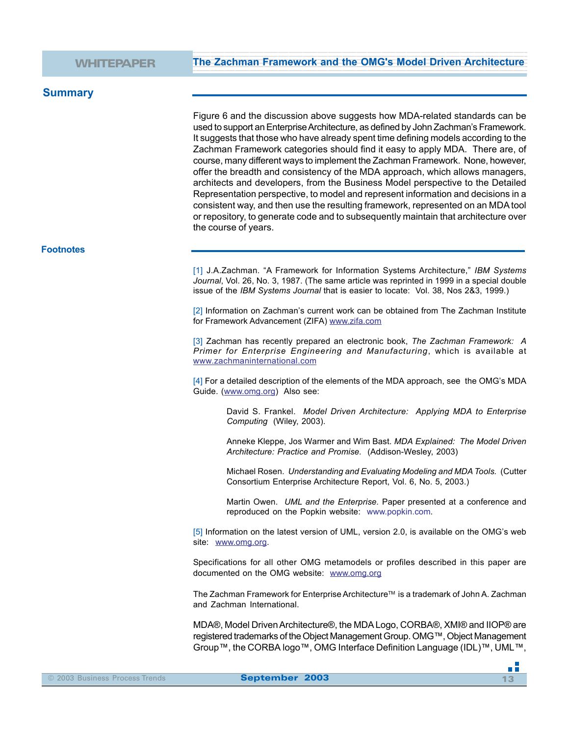## Summary

Figure 6 and the discussion above suggests how MDA-related standards can be used to support an Enterprise Architecture, as defined by John Zachman's Framework. It suggests that those who have already spent time defining models according to the Zachman Framework categories should find it easy to apply MDA. There are, of course, many different ways to implement the Zachman Framework. None, however, offer the breadth and consistency of the MDA approach, which allows managers, architects and developers, from the Business Model perspective to the Detailed Representation perspective, to model and represent information and decisions in a consistent way, and then use the resulting framework, represented on an MDA tool or repository, to generate code and to subsequently maintain that architecture over the course of years.

### Footnotes

[1] J.A.Zachman. "A Framework for Information Systems Architecture," *IBM Systems Journal*, Vol. 26, No. 3, 1987. (The same article was reprinted in 1999 in a special double issue of the *IBM Systems Journal* that is easier to locate: Vol. 38, Nos 2&3, 1999.)

[2] Information on Zachman's current work can be obtained from The Zachman Institute for Framework Advancement (ZIFA) www.zifa.com

[3] Zachman has recently prepared an electronic book, *The Zachman Framework: A Primer for Enterprise Engineering and Manufacturing*, which is available at www.zachmaninternational.com

[4] For a detailed description of the elements of the MDA approach, see the OMG's MDA Guide. (www.omg.org) Also see:

> David S. Frankel. *Model Driven Architecture: Applying MDA to Enterprise Computing* (Wiley, 2003).
>
> Anneke Kleppe, Jos Warmer and Wim Bast. *MDA Explained: The Model Driven Architecture: Practice and Promise.* (Addison-Wesley, 2003)
>
> Michael Rosen. *Understanding and Evaluating Modeling and MDA Tools.* (Cutter Consortium Enterprise Architecture Report, Vol. 6, No. 5, 2003.)
>
> Martin Owen. *UML and the Enterprise.* Paper presented at a conference and reproduced on the Popkin website: www.popkin.com.

[5] Information on the latest version of UML, version 2.0, is available on the OMG's web site: www.omg.org.

Specifications for all other OMG metamodels or profiles described in this paper are documented on the OMG website: www.omg.org

The Zachman Framework for Enterprise Architecture™ is a trademark of John A. Zachman and Zachman International.

MDA®, Model Driven Architecture®, the MDA Logo, CORBA®, XMI® and IIOP® are registered trademarks of the Object Management Group. OMG™, Object Management Group™, the CORBA logo™, OMG Interface Definition Language (IDL)™, UML™,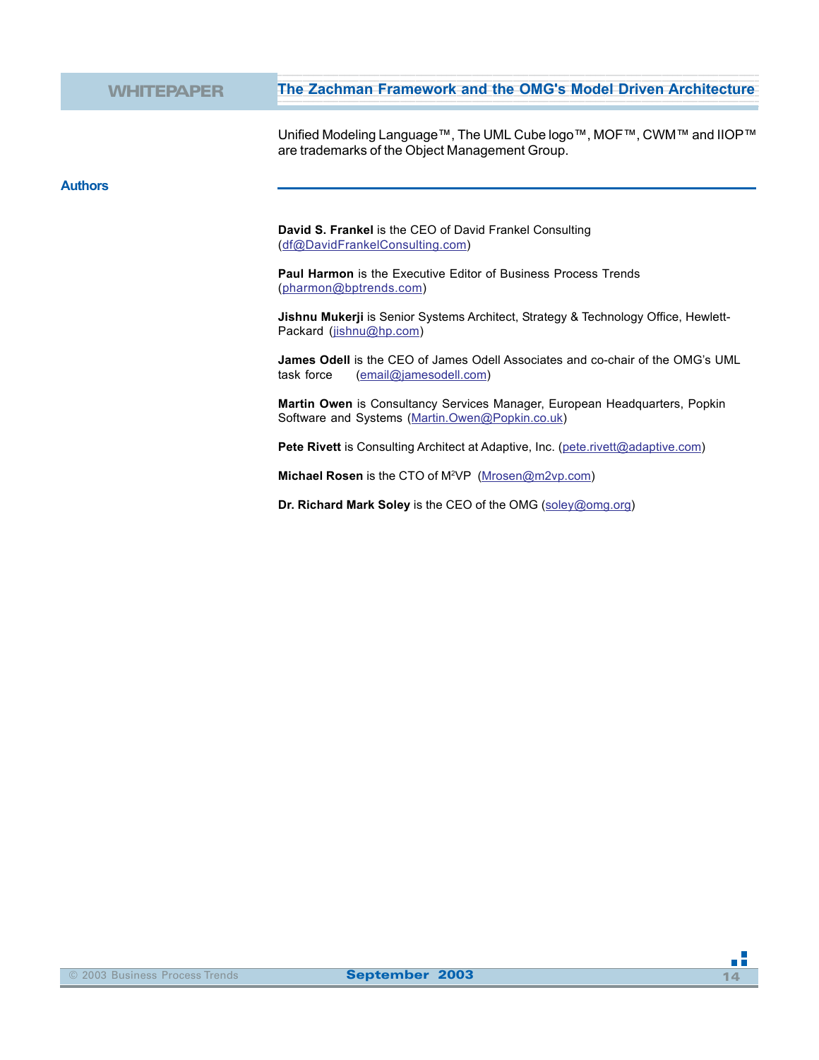Unified Modeling Language™, The UML Cube logo™, MOF™, CWM™ and IIOP™ are trademarks of the Object Management Group.

## Authors

**David S. Frankel** is the CEO of David Frankel Consulting (df@DavidFrankelConsulting.com)

**Paul Harmon** is the Executive Editor of Business Process Trends (pharmon@bptrends.com)

**Jishnu Mukerji** is Senior Systems Architect, Strategy & Technology Office, Hewlett-Packard (jishnu@hp.com)

**James Odell** is the CEO of James Odell Associates and co-chair of the OMG's UML task force (email@jamesodell.com)

**Martin Owen** is Consultancy Services Manager, European Headquarters, Popkin Software and Systems (Martin.Owen@Popkin.co.uk)

**Pete Rivett** is Consulting Architect at Adaptive, Inc. (pete.rivett@adaptive.com)

**Michael Rosen** is the CTO of $M^2$VP (Mrosen@m2vp.com)

**Dr. Richard Mark Soley** is the CEO of the OMG (soley@omg.org)